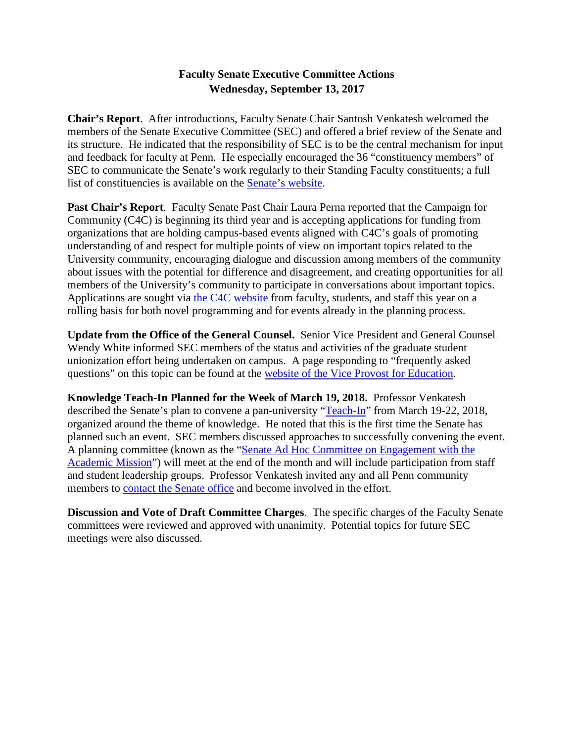# Faculty Senate Executive Committee Actions
## Wednesday, September 13, 2017

**Chair's Report**. After introductions, Faculty Senate Chair Santosh Venkatesh welcomed the members of the Senate Executive Committee (SEC) and offered a brief review of the Senate and its structure. He indicated that the responsibility of SEC is to be the central mechanism for input and feedback for faculty at Penn. He especially encouraged the 36 "constituency members" of SEC to communicate the Senate's work regularly to their Standing Faculty constituents; a full list of constituencies is available on the Senate's website.

**Past Chair's Report**. Faculty Senate Past Chair Laura Perna reported that the Campaign for Community (C4C) is beginning its third year and is accepting applications for funding from organizations that are holding campus-based events aligned with C4C's goals of promoting understanding of and respect for multiple points of view on important topics related to the University community, encouraging dialogue and discussion among members of the community about issues with the potential for difference and disagreement, and creating opportunities for all members of the University's community to participate in conversations about important topics. Applications are sought via the C4C website from faculty, students, and staff this year on a rolling basis for both novel programming and for events already in the planning process.

**Update from the Office of the General Counsel.** Senior Vice President and General Counsel Wendy White informed SEC members of the status and activities of the graduate student unionization effort being undertaken on campus. A page responding to "frequently asked questions" on this topic can be found at the website of the Vice Provost for Education.

**Knowledge Teach-In Planned for the Week of March 19, 2018.** Professor Venkatesh described the Senate's plan to convene a pan-university "Teach-In" from March 19-22, 2018, organized around the theme of knowledge. He noted that this is the first time the Senate has planned such an event. SEC members discussed approaches to successfully convening the event. A planning committee (known as the "Senate Ad Hoc Committee on Engagement with the Academic Mission") will meet at the end of the month and will include participation from staff and student leadership groups. Professor Venkatesh invited any and all Penn community members to contact the Senate office and become involved in the effort.

**Discussion and Vote of Draft Committee Charges**. The specific charges of the Faculty Senate committees were reviewed and approved with unanimity. Potential topics for future SEC meetings were also discussed.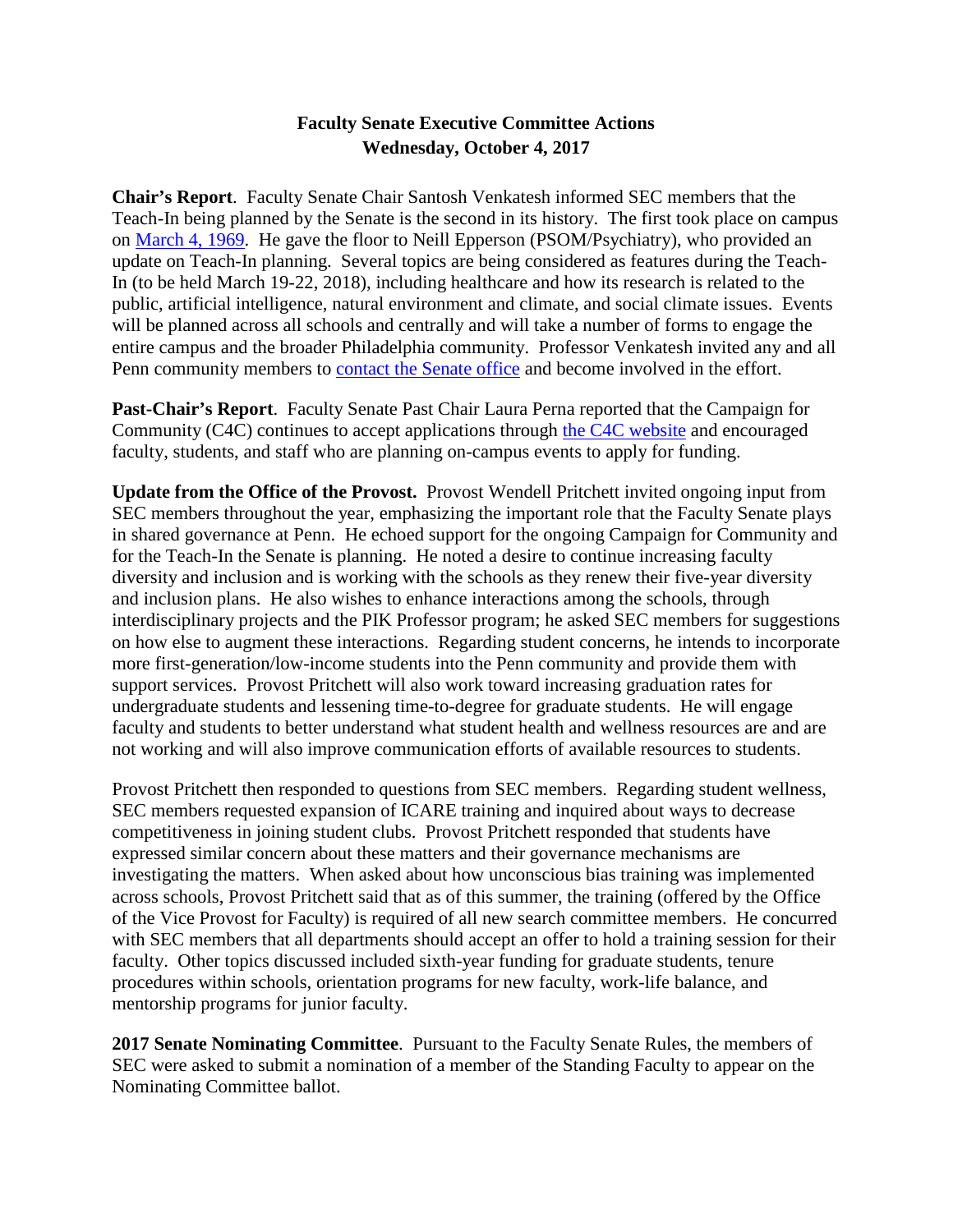# Faculty Senate Executive Committee Actions
## Wednesday, October 4, 2017

**Chair's Report**. Faculty Senate Chair Santosh Venkatesh informed SEC members that the Teach-In being planned by the Senate is the second in its history. The first took place on campus on March 4, 1969. He gave the floor to Neill Epperson (PSOM/Psychiatry), who provided an update on Teach-In planning. Several topics are being considered as features during the Teach-In (to be held March 19-22, 2018), including healthcare and how its research is related to the public, artificial intelligence, natural environment and climate, and social climate issues. Events will be planned across all schools and centrally and will take a number of forms to engage the entire campus and the broader Philadelphia community. Professor Venkatesh invited any and all Penn community members to contact the Senate office and become involved in the effort.

**Past-Chair's Report**. Faculty Senate Past Chair Laura Perna reported that the Campaign for Community (C4C) continues to accept applications through the C4C website and encouraged faculty, students, and staff who are planning on-campus events to apply for funding.

**Update from the Office of the Provost.** Provost Wendell Pritchett invited ongoing input from SEC members throughout the year, emphasizing the important role that the Faculty Senate plays in shared governance at Penn. He echoed support for the ongoing Campaign for Community and for the Teach-In the Senate is planning. He noted a desire to continue increasing faculty diversity and inclusion and is working with the schools as they renew their five-year diversity and inclusion plans. He also wishes to enhance interactions among the schools, through interdisciplinary projects and the PIK Professor program; he asked SEC members for suggestions on how else to augment these interactions. Regarding student concerns, he intends to incorporate more first-generation/low-income students into the Penn community and provide them with support services. Provost Pritchett will also work toward increasing graduation rates for undergraduate students and lessening time-to-degree for graduate students. He will engage faculty and students to better understand what student health and wellness resources are and are not working and will also improve communication efforts of available resources to students.

Provost Pritchett then responded to questions from SEC members. Regarding student wellness, SEC members requested expansion of ICARE training and inquired about ways to decrease competitiveness in joining student clubs. Provost Pritchett responded that students have expressed similar concern about these matters and their governance mechanisms are investigating the matters. When asked about how unconscious bias training was implemented across schools, Provost Pritchett said that as of this summer, the training (offered by the Office of the Vice Provost for Faculty) is required of all new search committee members. He concurred with SEC members that all departments should accept an offer to hold a training session for their faculty. Other topics discussed included sixth-year funding for graduate students, tenure procedures within schools, orientation programs for new faculty, work-life balance, and mentorship programs for junior faculty.

**2017 Senate Nominating Committee**. Pursuant to the Faculty Senate Rules, the members of SEC were asked to submit a nomination of a member of the Standing Faculty to appear on the Nominating Committee ballot.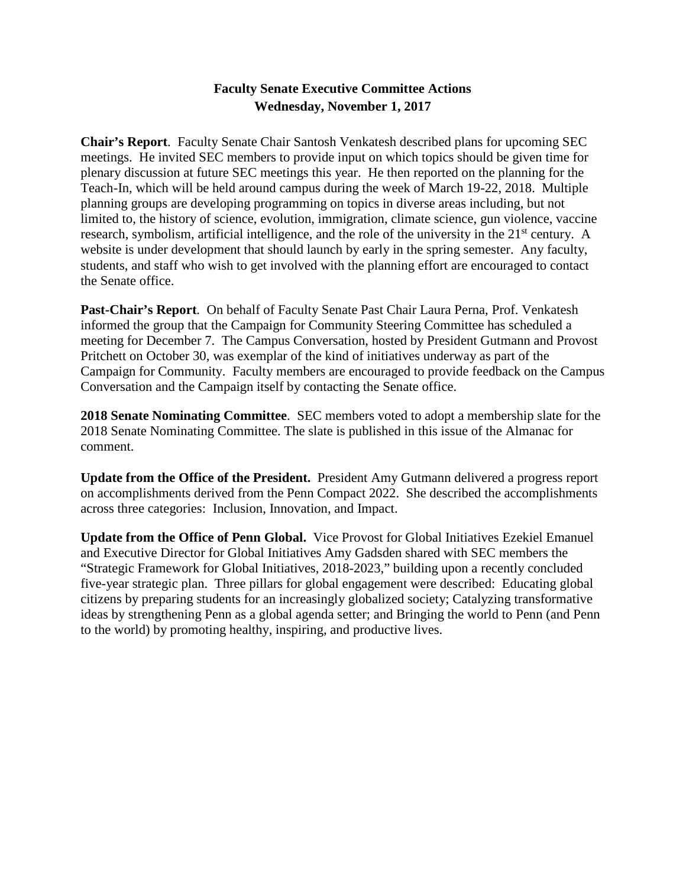# Faculty Senate Executive Committee Actions
## Wednesday, November 1, 2017

**Chair's Report**. Faculty Senate Chair Santosh Venkatesh described plans for upcoming SEC meetings. He invited SEC members to provide input on which topics should be given time for plenary discussion at future SEC meetings this year. He then reported on the planning for the Teach-In, which will be held around campus during the week of March 19-22, 2018. Multiple planning groups are developing programming on topics in diverse areas including, but not limited to, the history of science, evolution, immigration, climate science, gun violence, vaccine research, symbolism, artificial intelligence, and the role of the university in the 21st century. A website is under development that should launch by early in the spring semester. Any faculty, students, and staff who wish to get involved with the planning effort are encouraged to contact the Senate office.

**Past-Chair's Report**. On behalf of Faculty Senate Past Chair Laura Perna, Prof. Venkatesh informed the group that the Campaign for Community Steering Committee has scheduled a meeting for December 7. The Campus Conversation, hosted by President Gutmann and Provost Pritchett on October 30, was exemplar of the kind of initiatives underway as part of the Campaign for Community. Faculty members are encouraged to provide feedback on the Campus Conversation and the Campaign itself by contacting the Senate office.

**2018 Senate Nominating Committee**. SEC members voted to adopt a membership slate for the 2018 Senate Nominating Committee. The slate is published in this issue of the Almanac for comment.

**Update from the Office of the President.** President Amy Gutmann delivered a progress report on accomplishments derived from the Penn Compact 2022. She described the accomplishments across three categories: Inclusion, Innovation, and Impact.

**Update from the Office of Penn Global.** Vice Provost for Global Initiatives Ezekiel Emanuel and Executive Director for Global Initiatives Amy Gadsden shared with SEC members the "Strategic Framework for Global Initiatives, 2018-2023," building upon a recently concluded five-year strategic plan. Three pillars for global engagement were described: Educating global citizens by preparing students for an increasingly globalized society; Catalyzing transformative ideas by strengthening Penn as a global agenda setter; and Bringing the world to Penn (and Penn to the world) by promoting healthy, inspiring, and productive lives.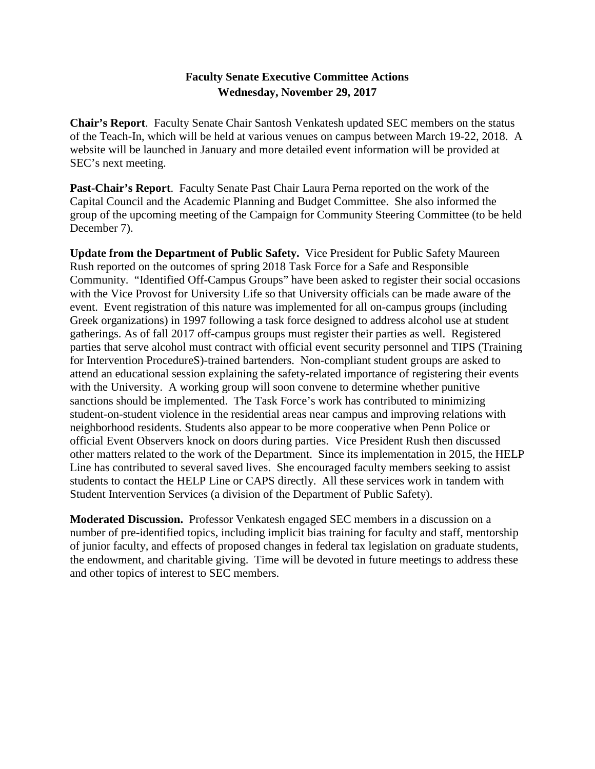# Faculty Senate Executive Committee Actions
## Wednesday, November 29, 2017

**Chair's Report**. Faculty Senate Chair Santosh Venkatesh updated SEC members on the status of the Teach-In, which will be held at various venues on campus between March 19-22, 2018. A website will be launched in January and more detailed event information will be provided at SEC's next meeting.

**Past-Chair's Report**. Faculty Senate Past Chair Laura Perna reported on the work of the Capital Council and the Academic Planning and Budget Committee. She also informed the group of the upcoming meeting of the Campaign for Community Steering Committee (to be held December 7).

**Update from the Department of Public Safety.** Vice President for Public Safety Maureen Rush reported on the outcomes of spring 2018 Task Force for a Safe and Responsible Community. "Identified Off-Campus Groups" have been asked to register their social occasions with the Vice Provost for University Life so that University officials can be made aware of the event. Event registration of this nature was implemented for all on-campus groups (including Greek organizations) in 1997 following a task force designed to address alcohol use at student gatherings. As of fall 2017 off-campus groups must register their parties as well. Registered parties that serve alcohol must contract with official event security personnel and TIPS (Training for Intervention ProcedureS)-trained bartenders. Non-compliant student groups are asked to attend an educational session explaining the safety-related importance of registering their events with the University. A working group will soon convene to determine whether punitive sanctions should be implemented. The Task Force's work has contributed to minimizing student-on-student violence in the residential areas near campus and improving relations with neighborhood residents. Students also appear to be more cooperative when Penn Police or official Event Observers knock on doors during parties. Vice President Rush then discussed other matters related to the work of the Department. Since its implementation in 2015, the HELP Line has contributed to several saved lives. She encouraged faculty members seeking to assist students to contact the HELP Line or CAPS directly. All these services work in tandem with Student Intervention Services (a division of the Department of Public Safety).

**Moderated Discussion.** Professor Venkatesh engaged SEC members in a discussion on a number of pre-identified topics, including implicit bias training for faculty and staff, mentorship of junior faculty, and effects of proposed changes in federal tax legislation on graduate students, the endowment, and charitable giving. Time will be devoted in future meetings to address these and other topics of interest to SEC members.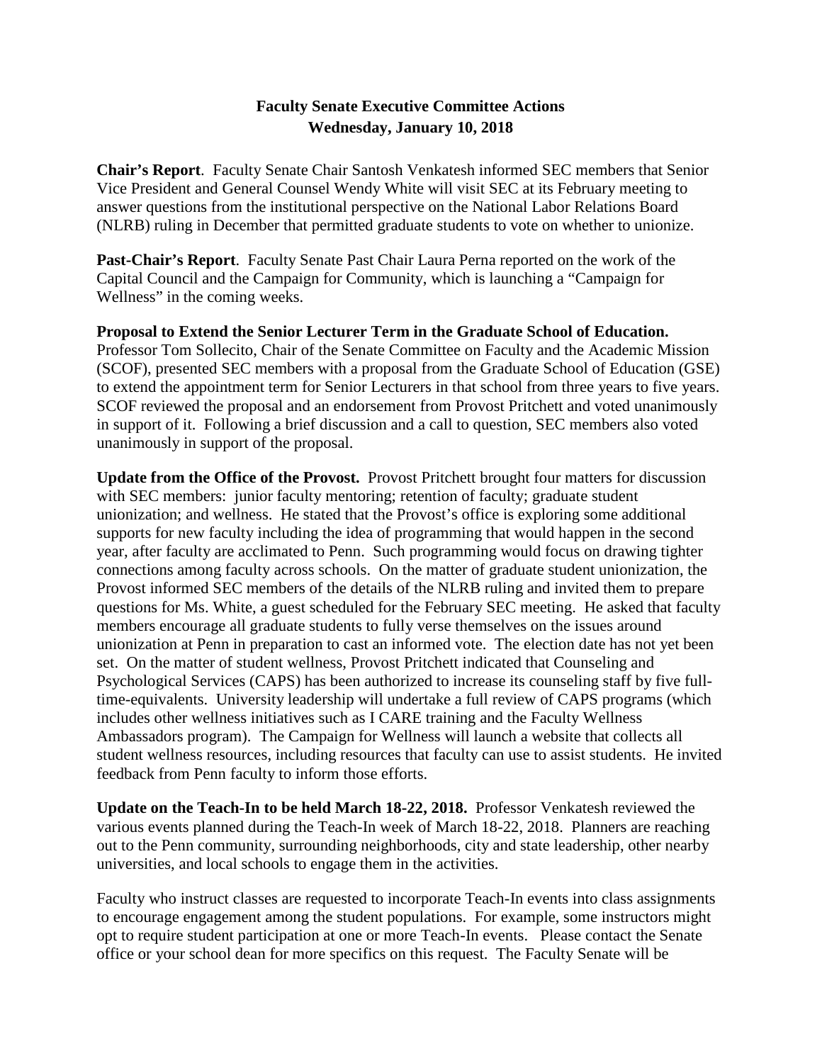## Faculty Senate Executive Committee Actions
## Wednesday, January 10, 2018

**Chair's Report**. Faculty Senate Chair Santosh Venkatesh informed SEC members that Senior Vice President and General Counsel Wendy White will visit SEC at its February meeting to answer questions from the institutional perspective on the National Labor Relations Board (NLRB) ruling in December that permitted graduate students to vote on whether to unionize.

**Past-Chair's Report**. Faculty Senate Past Chair Laura Perna reported on the work of the Capital Council and the Campaign for Community, which is launching a "Campaign for Wellness" in the coming weeks.

**Proposal to Extend the Senior Lecturer Term in the Graduate School of Education.** Professor Tom Sollecito, Chair of the Senate Committee on Faculty and the Academic Mission (SCOF), presented SEC members with a proposal from the Graduate School of Education (GSE) to extend the appointment term for Senior Lecturers in that school from three years to five years. SCOF reviewed the proposal and an endorsement from Provost Pritchett and voted unanimously in support of it. Following a brief discussion and a call to question, SEC members also voted unanimously in support of the proposal.

**Update from the Office of the Provost.** Provost Pritchett brought four matters for discussion with SEC members: junior faculty mentoring; retention of faculty; graduate student unionization; and wellness. He stated that the Provost's office is exploring some additional supports for new faculty including the idea of programming that would happen in the second year, after faculty are acclimated to Penn. Such programming would focus on drawing tighter connections among faculty across schools. On the matter of graduate student unionization, the Provost informed SEC members of the details of the NLRB ruling and invited them to prepare questions for Ms. White, a guest scheduled for the February SEC meeting. He asked that faculty members encourage all graduate students to fully verse themselves on the issues around unionization at Penn in preparation to cast an informed vote. The election date has not yet been set. On the matter of student wellness, Provost Pritchett indicated that Counseling and Psychological Services (CAPS) has been authorized to increase its counseling staff by five full-time-equivalents. University leadership will undertake a full review of CAPS programs (which includes other wellness initiatives such as I CARE training and the Faculty Wellness Ambassadors program). The Campaign for Wellness will launch a website that collects all student wellness resources, including resources that faculty can use to assist students. He invited feedback from Penn faculty to inform those efforts.

**Update on the Teach-In to be held March 18-22, 2018.** Professor Venkatesh reviewed the various events planned during the Teach-In week of March 18-22, 2018. Planners are reaching out to the Penn community, surrounding neighborhoods, city and state leadership, other nearby universities, and local schools to engage them in the activities.

Faculty who instruct classes are requested to incorporate Teach-In events into class assignments to encourage engagement among the student populations. For example, some instructors might opt to require student participation at one or more Teach-In events. Please contact the Senate office or your school dean for more specifics on this request. The Faculty Senate will be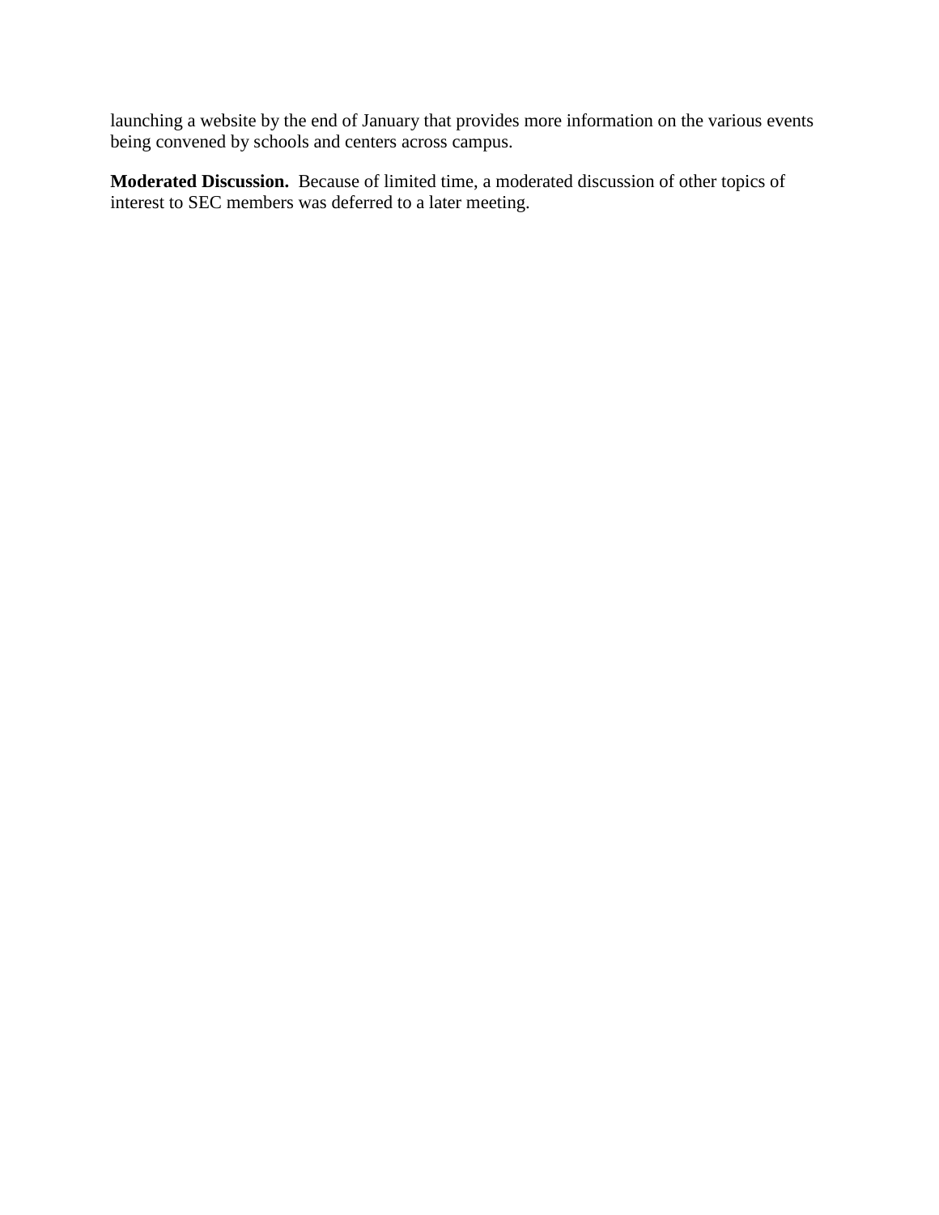launching a website by the end of January that provides more information on the various events being convened by schools and centers across campus.

**Moderated Discussion.** Because of limited time, a moderated discussion of other topics of interest to SEC members was deferred to a later meeting.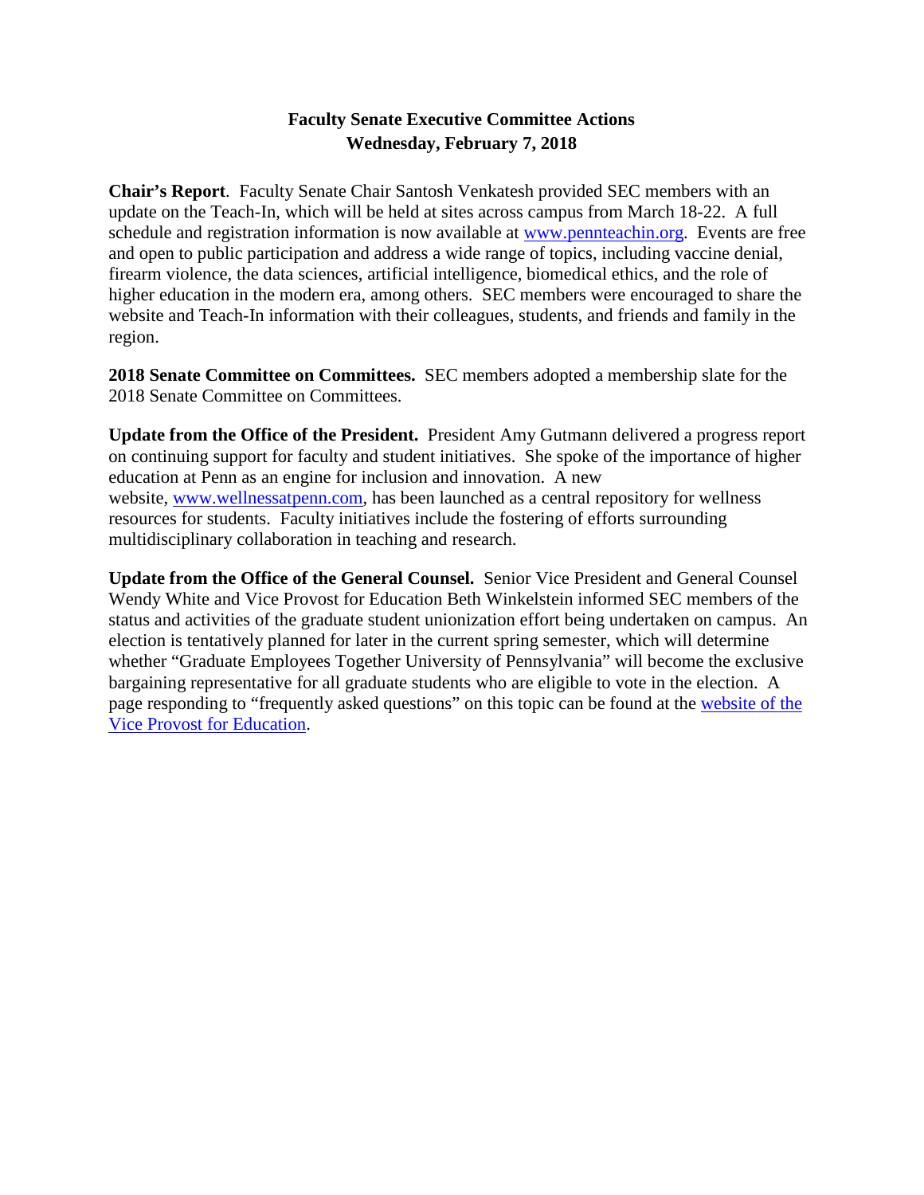# Faculty Senate Executive Committee Actions
## Wednesday, February 7, 2018

**Chair's Report**. Faculty Senate Chair Santosh Venkatesh provided SEC members with an update on the Teach-In, which will be held at sites across campus from March 18-22. A full schedule and registration information is now available at [www.pennteachin.org](http://www.pennteachin.org). Events are free and open to public participation and address a wide range of topics, including vaccine denial, firearm violence, the data sciences, artificial intelligence, biomedical ethics, and the role of higher education in the modern era, among others. SEC members were encouraged to share the website and Teach-In information with their colleagues, students, and friends and family in the region.

**2018 Senate Committee on Committees.** SEC members adopted a membership slate for the 2018 Senate Committee on Committees.

**Update from the Office of the President.** President Amy Gutmann delivered a progress report on continuing support for faculty and student initiatives. She spoke of the importance of higher education at Penn as an engine for inclusion and innovation. A new website, [www.wellnessatpenn.com](http://www.wellnessatpenn.com), has been launched as a central repository for wellness resources for students. Faculty initiatives include the fostering of efforts surrounding multidisciplinary collaboration in teaching and research.

**Update from the Office of the General Counsel.** Senior Vice President and General Counsel Wendy White and Vice Provost for Education Beth Winkelstein informed SEC members of the status and activities of the graduate student unionization effort being undertaken on campus. An election is tentatively planned for later in the current spring semester, which will determine whether "Graduate Employees Together University of Pennsylvania" will become the exclusive bargaining representative for all graduate students who are eligible to vote in the election. A page responding to "frequently asked questions" on this topic can be found at the website of the Vice Provost for Education.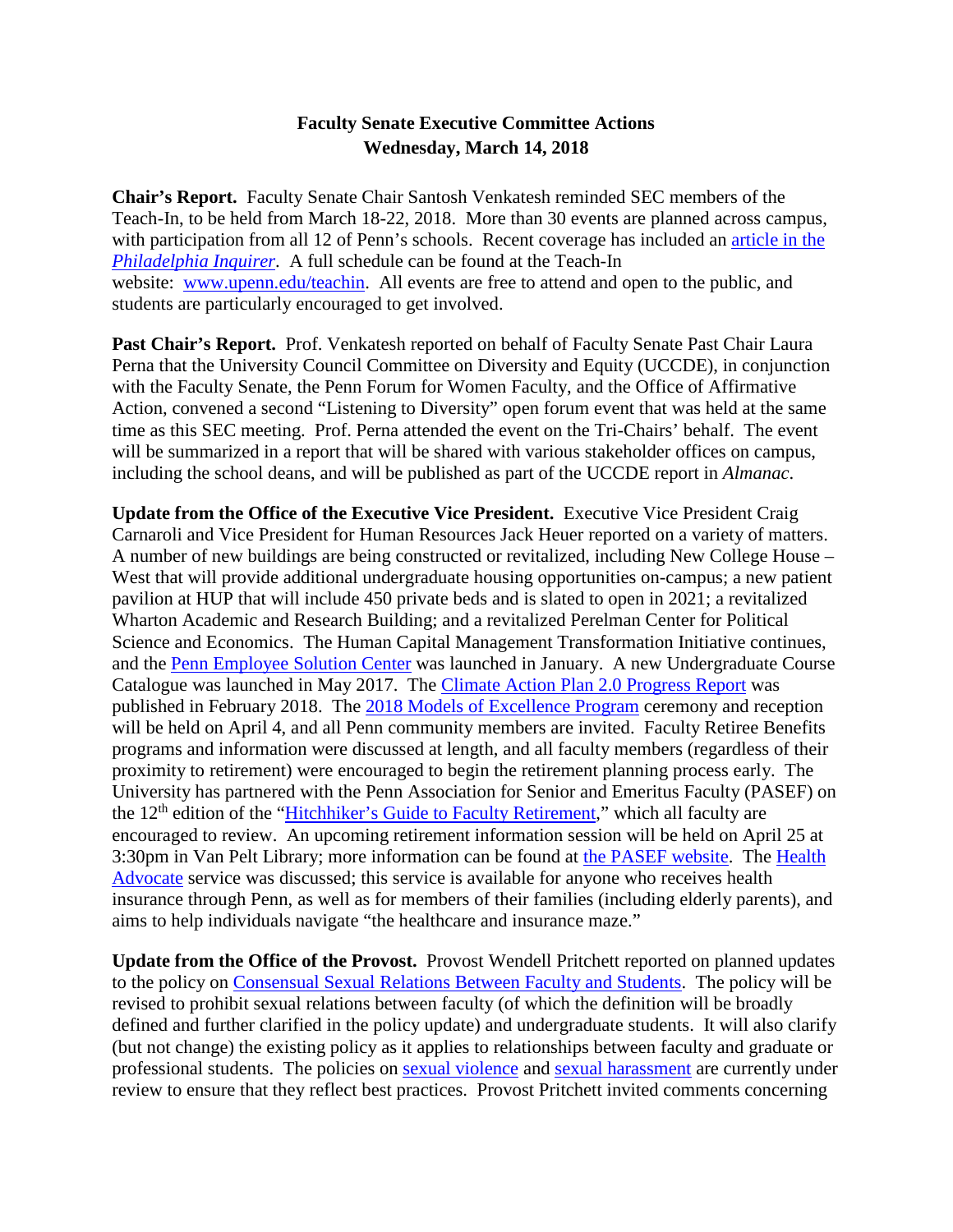**Faculty Senate Executive Committee Actions**
**Wednesday, March 14, 2018**

**Chair's Report.** Faculty Senate Chair Santosh Venkatesh reminded SEC members of the Teach-In, to be held from March 18-22, 2018. More than 30 events are planned across campus, with participation from all 12 of Penn's schools. Recent coverage has included an article in the *Philadelphia Inquirer*. A full schedule can be found at the Teach-In website: www.upenn.edu/teachin. All events are free to attend and open to the public, and students are particularly encouraged to get involved.

**Past Chair's Report.** Prof. Venkatesh reported on behalf of Faculty Senate Past Chair Laura Perna that the University Council Committee on Diversity and Equity (UCCDE), in conjunction with the Faculty Senate, the Penn Forum for Women Faculty, and the Office of Affirmative Action, convened a second "Listening to Diversity" open forum event that was held at the same time as this SEC meeting. Prof. Perna attended the event on the Tri-Chairs' behalf. The event will be summarized in a report that will be shared with various stakeholder offices on campus, including the school deans, and will be published as part of the UCCDE report in *Almanac*.

**Update from the Office of the Executive Vice President.** Executive Vice President Craig Carnaroli and Vice President for Human Resources Jack Heuer reported on a variety of matters. A number of new buildings are being constructed or revitalized, including New College House – West that will provide additional undergraduate housing opportunities on-campus; a new patient pavilion at HUP that will include 450 private beds and is slated to open in 2021; a revitalized Wharton Academic and Research Building; and a revitalized Perelman Center for Political Science and Economics. The Human Capital Management Transformation Initiative continues, and the Penn Employee Solution Center was launched in January. A new Undergraduate Course Catalogue was launched in May 2017. The Climate Action Plan 2.0 Progress Report was published in February 2018. The 2018 Models of Excellence Program ceremony and reception will be held on April 4, and all Penn community members are invited. Faculty Retiree Benefits programs and information were discussed at length, and all faculty members (regardless of their proximity to retirement) were encouraged to begin the retirement planning process early. The University has partnered with the Penn Association for Senior and Emeritus Faculty (PASEF) on the 12th edition of the "Hitchhiker's Guide to Faculty Retirement," which all faculty are encouraged to review. An upcoming retirement information session will be held on April 25 at 3:30pm in Van Pelt Library; more information can be found at the PASEF website. The Health Advocate service was discussed; this service is available for anyone who receives health insurance through Penn, as well as for members of their families (including elderly parents), and aims to help individuals navigate "the healthcare and insurance maze."

**Update from the Office of the Provost.** Provost Wendell Pritchett reported on planned updates to the policy on Consensual Sexual Relations Between Faculty and Students. The policy will be revised to prohibit sexual relations between faculty (of which the definition will be broadly defined and further clarified in the policy update) and undergraduate students. It will also clarify (but not change) the existing policy as it applies to relationships between faculty and graduate or professional students. The policies on sexual violence and sexual harassment are currently under review to ensure that they reflect best practices. Provost Pritchett invited comments concerning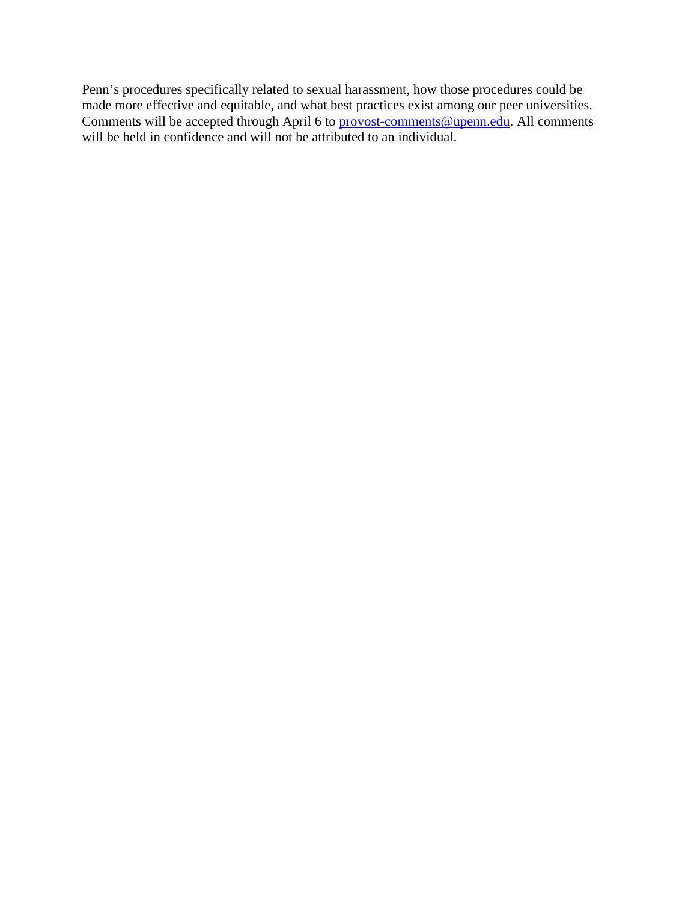Penn's procedures specifically related to sexual harassment, how those procedures could be made more effective and equitable, and what best practices exist among our peer universities. Comments will be accepted through April 6 to [provost-comments@upenn.edu](mailto:provost-comments@upenn.edu). All comments will be held in confidence and will not be attributed to an individual.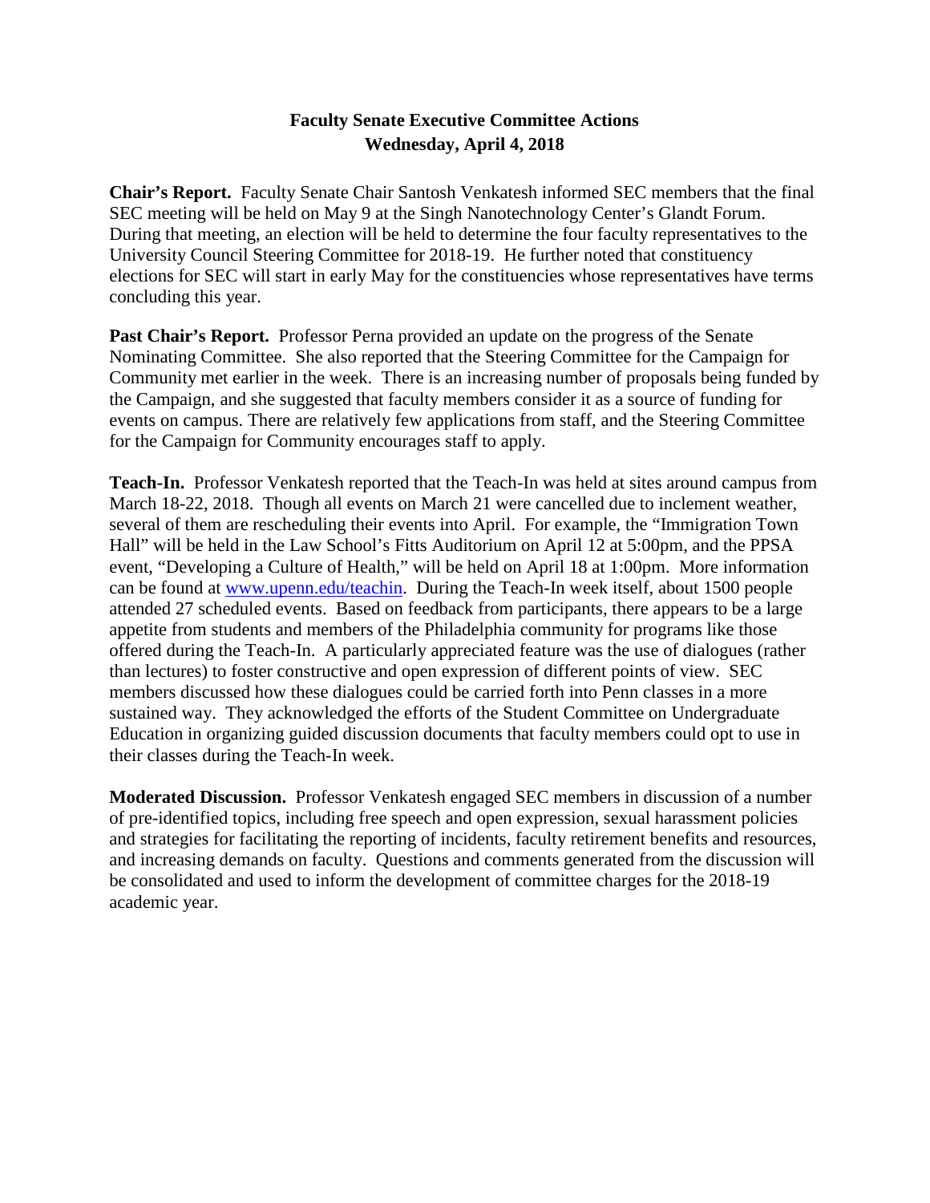# Faculty Senate Executive Committee Actions
## Wednesday, April 4, 2018

**Chair's Report.** Faculty Senate Chair Santosh Venkatesh informed SEC members that the final SEC meeting will be held on May 9 at the Singh Nanotechnology Center's Glandt Forum. During that meeting, an election will be held to determine the four faculty representatives to the University Council Steering Committee for 2018-19. He further noted that constituency elections for SEC will start in early May for the constituencies whose representatives have terms concluding this year.

**Past Chair's Report.** Professor Perna provided an update on the progress of the Senate Nominating Committee. She also reported that the Steering Committee for the Campaign for Community met earlier in the week. There is an increasing number of proposals being funded by the Campaign, and she suggested that faculty members consider it as a source of funding for events on campus. There are relatively few applications from staff, and the Steering Committee for the Campaign for Community encourages staff to apply.

**Teach-In.** Professor Venkatesh reported that the Teach-In was held at sites around campus from March 18-22, 2018. Though all events on March 21 were cancelled due to inclement weather, several of them are rescheduling their events into April. For example, the "Immigration Town Hall" will be held in the Law School's Fitts Auditorium on April 12 at 5:00pm, and the PPSA event, "Developing a Culture of Health," will be held on April 18 at 1:00pm. More information can be found at [www.upenn.edu/teachin](www.upenn.edu/teachin). During the Teach-In week itself, about 1500 people attended 27 scheduled events. Based on feedback from participants, there appears to be a large appetite from students and members of the Philadelphia community for programs like those offered during the Teach-In. A particularly appreciated feature was the use of dialogues (rather than lectures) to foster constructive and open expression of different points of view. SEC members discussed how these dialogues could be carried forth into Penn classes in a more sustained way. They acknowledged the efforts of the Student Committee on Undergraduate Education in organizing guided discussion documents that faculty members could opt to use in their classes during the Teach-In week.

**Moderated Discussion.** Professor Venkatesh engaged SEC members in discussion of a number of pre-identified topics, including free speech and open expression, sexual harassment policies and strategies for facilitating the reporting of incidents, faculty retirement benefits and resources, and increasing demands on faculty. Questions and comments generated from the discussion will be consolidated and used to inform the development of committee charges for the 2018-19 academic year.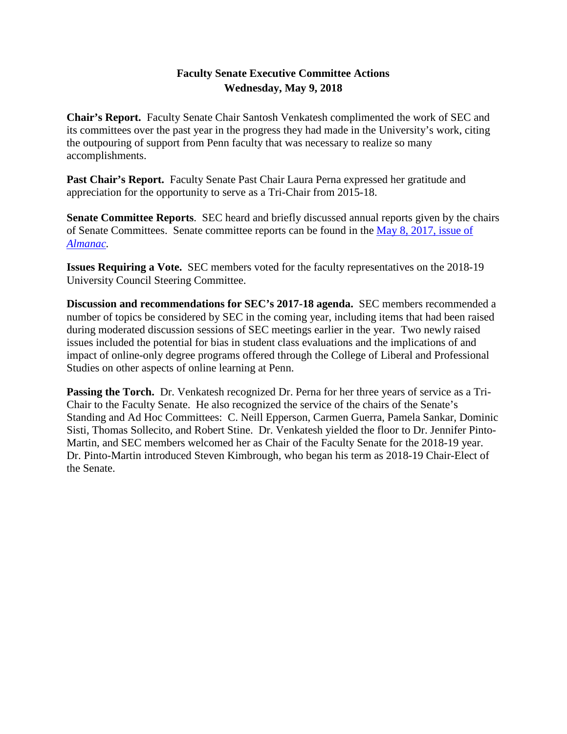# Faculty Senate Executive Committee Actions
## Wednesday, May 9, 2018

**Chair's Report.** Faculty Senate Chair Santosh Venkatesh complimented the work of SEC and its committees over the past year in the progress they had made in the University's work, citing the outpouring of support from Penn faculty that was necessary to realize so many accomplishments.

**Past Chair's Report.** Faculty Senate Past Chair Laura Perna expressed her gratitude and appreciation for the opportunity to serve as a Tri-Chair from 2015-18.

**Senate Committee Reports**. SEC heard and briefly discussed annual reports given by the chairs of Senate Committees. Senate committee reports can be found in the [May 8, 2017, issue of *Almanac*.]

**Issues Requiring a Vote.** SEC members voted for the faculty representatives on the 2018-19 University Council Steering Committee.

**Discussion and recommendations for SEC's 2017-18 agenda.** SEC members recommended a number of topics be considered by SEC in the coming year, including items that had been raised during moderated discussion sessions of SEC meetings earlier in the year. Two newly raised issues included the potential for bias in student class evaluations and the implications of and impact of online-only degree programs offered through the College of Liberal and Professional Studies on other aspects of online learning at Penn.

**Passing the Torch.** Dr. Venkatesh recognized Dr. Perna for her three years of service as a Tri-Chair to the Faculty Senate. He also recognized the service of the chairs of the Senate's Standing and Ad Hoc Committees: C. Neill Epperson, Carmen Guerra, Pamela Sankar, Dominic Sisti, Thomas Sollecito, and Robert Stine. Dr. Venkatesh yielded the floor to Dr. Jennifer Pinto-Martin, and SEC members welcomed her as Chair of the Faculty Senate for the 2018-19 year. Dr. Pinto-Martin introduced Steven Kimbrough, who began his term as 2018-19 Chair-Elect of the Senate.